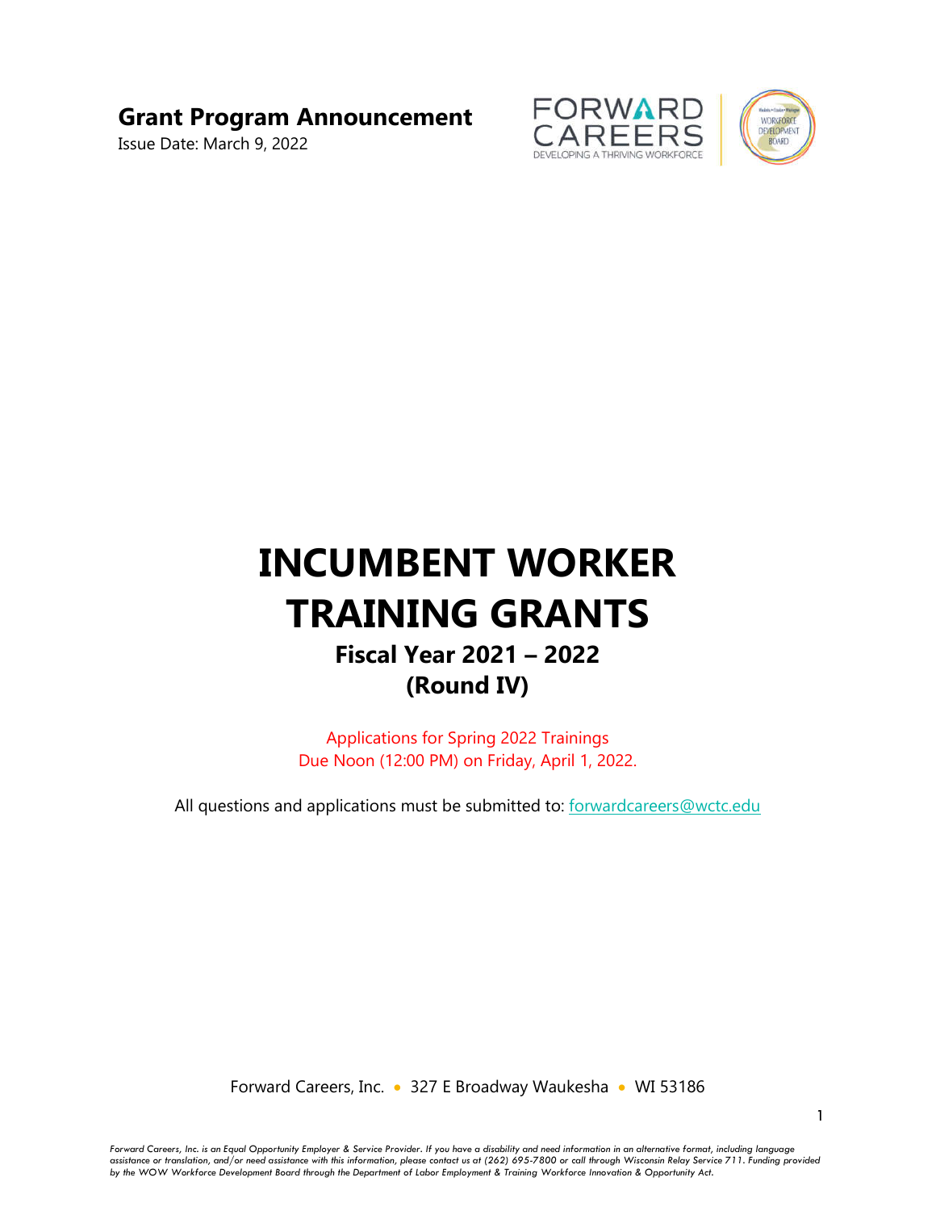**Grant Program Announcement**

Issue Date: March 9, 2022

FORWARD CAREERS
DEVELOPING A THRIVING WORKFORCE

WORKFORCE DEVELOPMENT BOARD

# INCUMBENT WORKER TRAINING GRANTS

## Fiscal Year 2021 – 2022 (Round IV)

Applications for Spring 2022 Trainings
Due Noon (12:00 PM) on Friday, April 1, 2022.

All questions and applications must be submitted to: forwardcareers@wctc.edu

Forward Careers, Inc. • 327 E Broadway Waukesha • WI 53186

*Forward Careers, Inc. is an Equal Opportunity Employer & Service Provider. If you have a disability and need information in an alternative format, including language assistance or translation, and/or need assistance with this information, please contact us at (262) 695-7800 or call through Wisconsin Relay Service 711. Funding provided by the WOW Workforce Development Board through the Department of Labor Employment & Training Workforce Innovation & Opportunity Act.*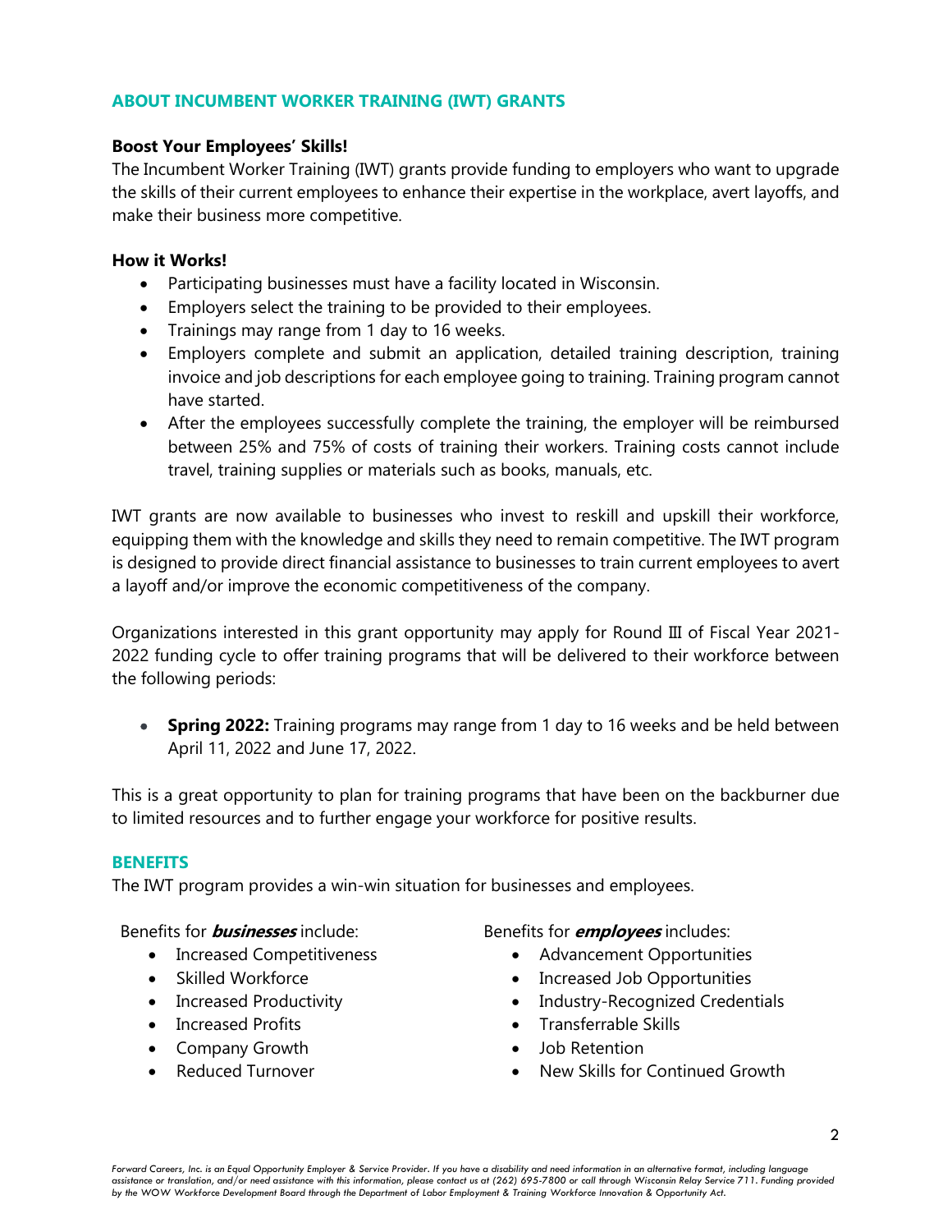## ABOUT INCUMBENT WORKER TRAINING (IWT) GRANTS

**Boost Your Employees' Skills!**

The Incumbent Worker Training (IWT) grants provide funding to employers who want to upgrade the skills of their current employees to enhance their expertise in the workplace, avert layoffs, and make their business more competitive.

**How it Works!**

- Participating businesses must have a facility located in Wisconsin.
- Employers select the training to be provided to their employees.
- Trainings may range from 1 day to 16 weeks.
- Employers complete and submit an application, detailed training description, training invoice and job descriptions for each employee going to training. Training program cannot have started.
- After the employees successfully complete the training, the employer will be reimbursed between 25% and 75% of costs of training their workers. Training costs cannot include travel, training supplies or materials such as books, manuals, etc.

IWT grants are now available to businesses who invest to reskill and upskill their workforce, equipping them with the knowledge and skills they need to remain competitive. The IWT program is designed to provide direct financial assistance to businesses to train current employees to avert a layoff and/or improve the economic competitiveness of the company.

Organizations interested in this grant opportunity may apply for Round III of Fiscal Year 2021-2022 funding cycle to offer training programs that will be delivered to their workforce between the following periods:

- **Spring 2022:** Training programs may range from 1 day to 16 weeks and be held between April 11, 2022 and June 17, 2022.

This is a great opportunity to plan for training programs that have been on the backburner due to limited resources and to further engage your workforce for positive results.

## BENEFITS

The IWT program provides a win-win situation for businesses and employees.

Benefits for ***businesses*** include:

- Increased Competitiveness
- Skilled Workforce
- Increased Productivity
- Increased Profits
- Company Growth
- Reduced Turnover

Benefits for ***employees*** includes:

- Advancement Opportunities
- Increased Job Opportunities
- Industry-Recognized Credentials
- Transferrable Skills
- Job Retention
- New Skills for Continued Growth

*Forward Careers, Inc. is an Equal Opportunity Employer & Service Provider. If you have a disability and need information in an alternative format, including language assistance or translation, and/or need assistance with this information, please contact us at (262) 695-7800 or call through Wisconsin Relay Service 711. Funding provided by the WOW Workforce Development Board through the Department of Labor Employment & Training Workforce Innovation & Opportunity Act.*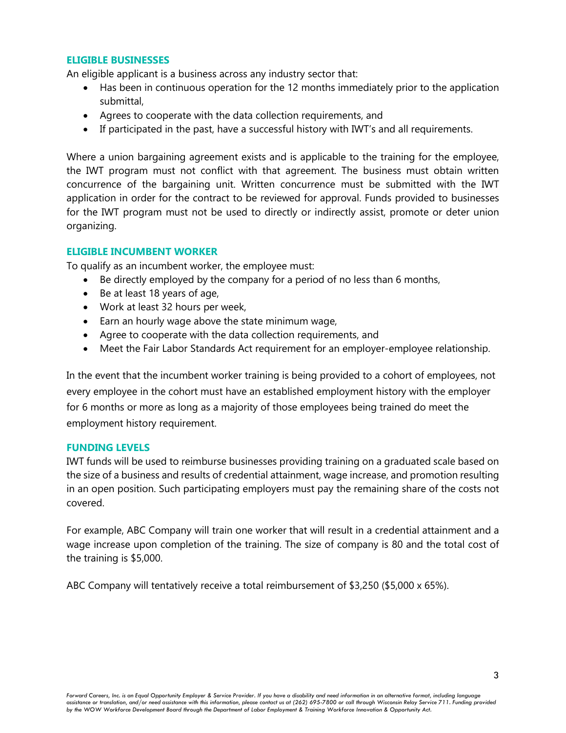### ELIGIBLE BUSINESSES

An eligible applicant is a business across any industry sector that:

- Has been in continuous operation for the 12 months immediately prior to the application submittal,
- Agrees to cooperate with the data collection requirements, and
- If participated in the past, have a successful history with IWT's and all requirements.

Where a union bargaining agreement exists and is applicable to the training for the employee, the IWT program must not conflict with that agreement. The business must obtain written concurrence of the bargaining unit. Written concurrence must be submitted with the IWT application in order for the contract to be reviewed for approval. Funds provided to businesses for the IWT program must not be used to directly or indirectly assist, promote or deter union organizing.

### ELIGIBLE INCUMBENT WORKER

To qualify as an incumbent worker, the employee must:

- Be directly employed by the company for a period of no less than 6 months,
- Be at least 18 years of age,
- Work at least 32 hours per week,
- Earn an hourly wage above the state minimum wage,
- Agree to cooperate with the data collection requirements, and
- Meet the Fair Labor Standards Act requirement for an employer-employee relationship.

In the event that the incumbent worker training is being provided to a cohort of employees, not every employee in the cohort must have an established employment history with the employer for 6 months or more as long as a majority of those employees being trained do meet the employment history requirement.

### FUNDING LEVELS

IWT funds will be used to reimburse businesses providing training on a graduated scale based on the size of a business and results of credential attainment, wage increase, and promotion resulting in an open position. Such participating employers must pay the remaining share of the costs not covered.

For example, ABC Company will train one worker that will result in a credential attainment and a wage increase upon completion of the training. The size of company is 80 and the total cost of the training is $5,000.

ABC Company will tentatively receive a total reimbursement of $3,250 ($5,000 x 65%).

*Forward Careers, Inc. is an Equal Opportunity Employer & Service Provider. If you have a disability and need information in an alternative format, including language assistance or translation, and/or need assistance with this information, please contact us at (262) 695-7800 or call through Wisconsin Relay Service 711. Funding provided by the WOW Workforce Development Board through the Department of Labor Employment & Training Workforce Innovation & Opportunity Act.*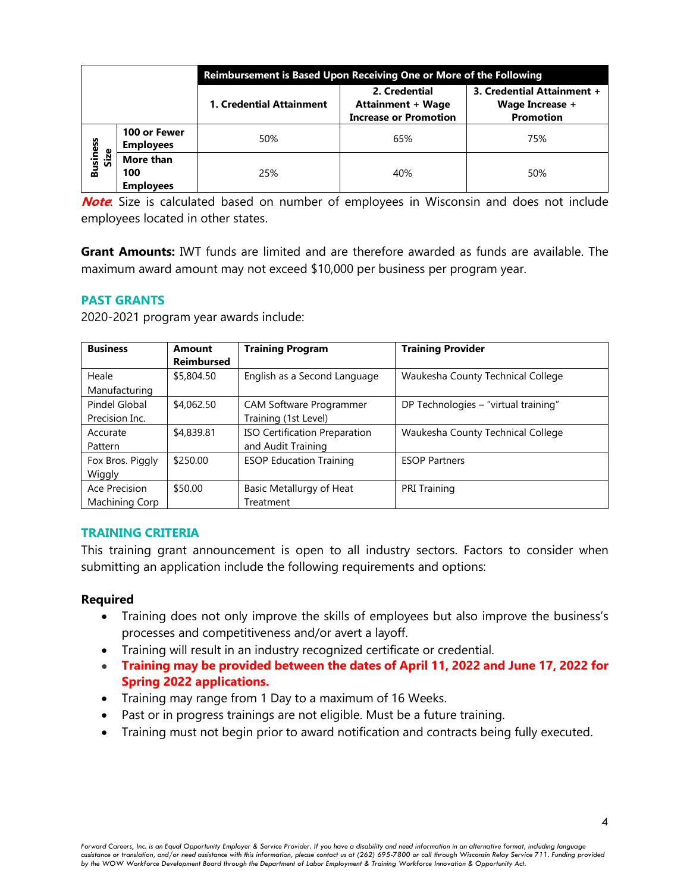| | | Reimbursement is Based Upon Receiving One or More of the Following | | |
|---|---|---|---|---|
| | | **1. Credential Attainment** | **2. Credential Attainment + Wage Increase or Promotion** | **3. Credential Attainment + Wage Increase + Promotion** |
| **Business Size** | **100 or Fewer Employees** | 50% | 65% | 75% |
| | **More than 100 Employees** | 25% | 40% | 50% |

***Note***: Size is calculated based on number of employees in Wisconsin and does not include employees located in other states.

**Grant Amounts:** IWT funds are limited and are therefore awarded as funds are available. The maximum award amount may not exceed $10,000 per business per program year.

## PAST GRANTS

2020-2021 program year awards include:

| Business | Amount Reimbursed | Training Program | Training Provider |
|---|---|---|---|
| Heale Manufacturing | $5,804.50 | English as a Second Language | Waukesha County Technical College |
| Pindel Global Precision Inc. | $4,062.50 | CAM Software Programmer Training (1st Level) | DP Technologies – "virtual training" |
| Accurate Pattern | $4,839.81 | ISO Certification Preparation and Audit Training | Waukesha County Technical College |
| Fox Bros. Piggly Wiggly | $250.00 | ESOP Education Training | ESOP Partners |
| Ace Precision Machining Corp | $50.00 | Basic Metallurgy of Heat Treatment | PRI Training |

## TRAINING CRITERIA

This training grant announcement is open to all industry sectors. Factors to consider when submitting an application include the following requirements and options:

### Required

- Training does not only improve the skills of employees but also improve the business's processes and competitiveness and/or avert a layoff.
- Training will result in an industry recognized certificate or credential.
- **Training may be provided between the dates of April 11, 2022 and June 17, 2022 for Spring 2022 applications.**
- Training may range from 1 Day to a maximum of 16 Weeks.
- Past or in progress trainings are not eligible. Must be a future training.
- Training must not begin prior to award notification and contracts being fully executed.

*Forward Careers, Inc. is an Equal Opportunity Employer & Service Provider. If you have a disability and need information in an alternative format, including language assistance or translation, and/or need assistance with this information, please contact us at (262) 695-7800 or call through Wisconsin Relay Service 711. Funding provided by the WOW Workforce Development Board through the Department of Labor Employment & Training Workforce Innovation & Opportunity Act.*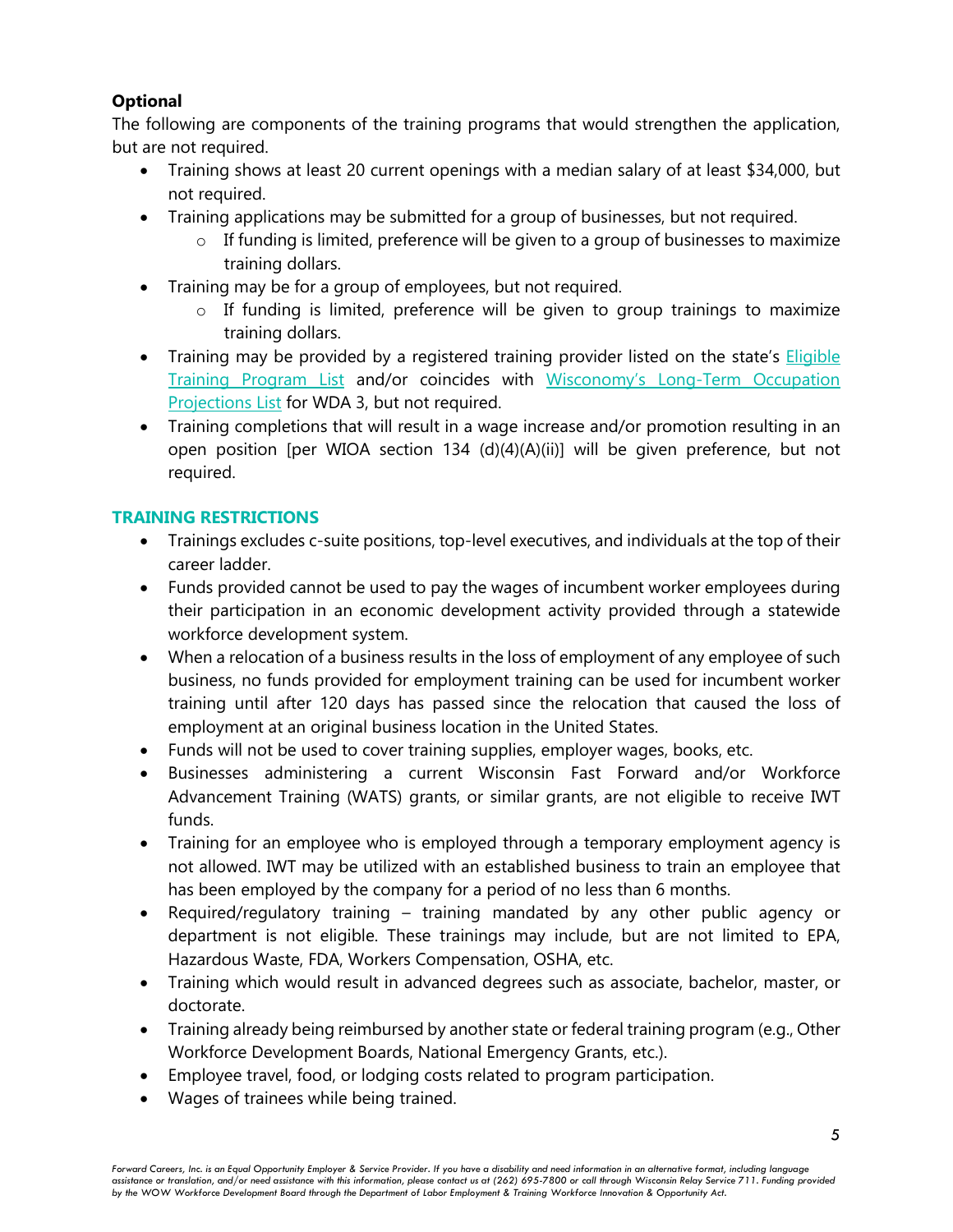**Optional**

The following are components of the training programs that would strengthen the application, but are not required.

- Training shows at least 20 current openings with a median salary of at least $34,000, but not required.
- Training applications may be submitted for a group of businesses, but not required.
    - If funding is limited, preference will be given to a group of businesses to maximize training dollars.
- Training may be for a group of employees, but not required.
    - If funding is limited, preference will be given to group trainings to maximize training dollars.
- Training may be provided by a registered training provider listed on the state's Eligible Training Program List and/or coincides with Wisconomy's Long-Term Occupation Projections List for WDA 3, but not required.
- Training completions that will result in a wage increase and/or promotion resulting in an open position [per WIOA section 134 (d)(4)(A)(ii)] will be given preference, but not required.

## TRAINING RESTRICTIONS

- Trainings excludes c-suite positions, top-level executives, and individuals at the top of their career ladder.
- Funds provided cannot be used to pay the wages of incumbent worker employees during their participation in an economic development activity provided through a statewide workforce development system.
- When a relocation of a business results in the loss of employment of any employee of such business, no funds provided for employment training can be used for incumbent worker training until after 120 days has passed since the relocation that caused the loss of employment at an original business location in the United States.
- Funds will not be used to cover training supplies, employer wages, books, etc.
- Businesses administering a current Wisconsin Fast Forward and/or Workforce Advancement Training (WATS) grants, or similar grants, are not eligible to receive IWT funds.
- Training for an employee who is employed through a temporary employment agency is not allowed. IWT may be utilized with an established business to train an employee that has been employed by the company for a period of no less than 6 months.
- Required/regulatory training – training mandated by any other public agency or department is not eligible. These trainings may include, but are not limited to EPA, Hazardous Waste, FDA, Workers Compensation, OSHA, etc.
- Training which would result in advanced degrees such as associate, bachelor, master, or doctorate.
- Training already being reimbursed by another state or federal training program (e.g., Other Workforce Development Boards, National Emergency Grants, etc.).
- Employee travel, food, or lodging costs related to program participation.
- Wages of trainees while being trained.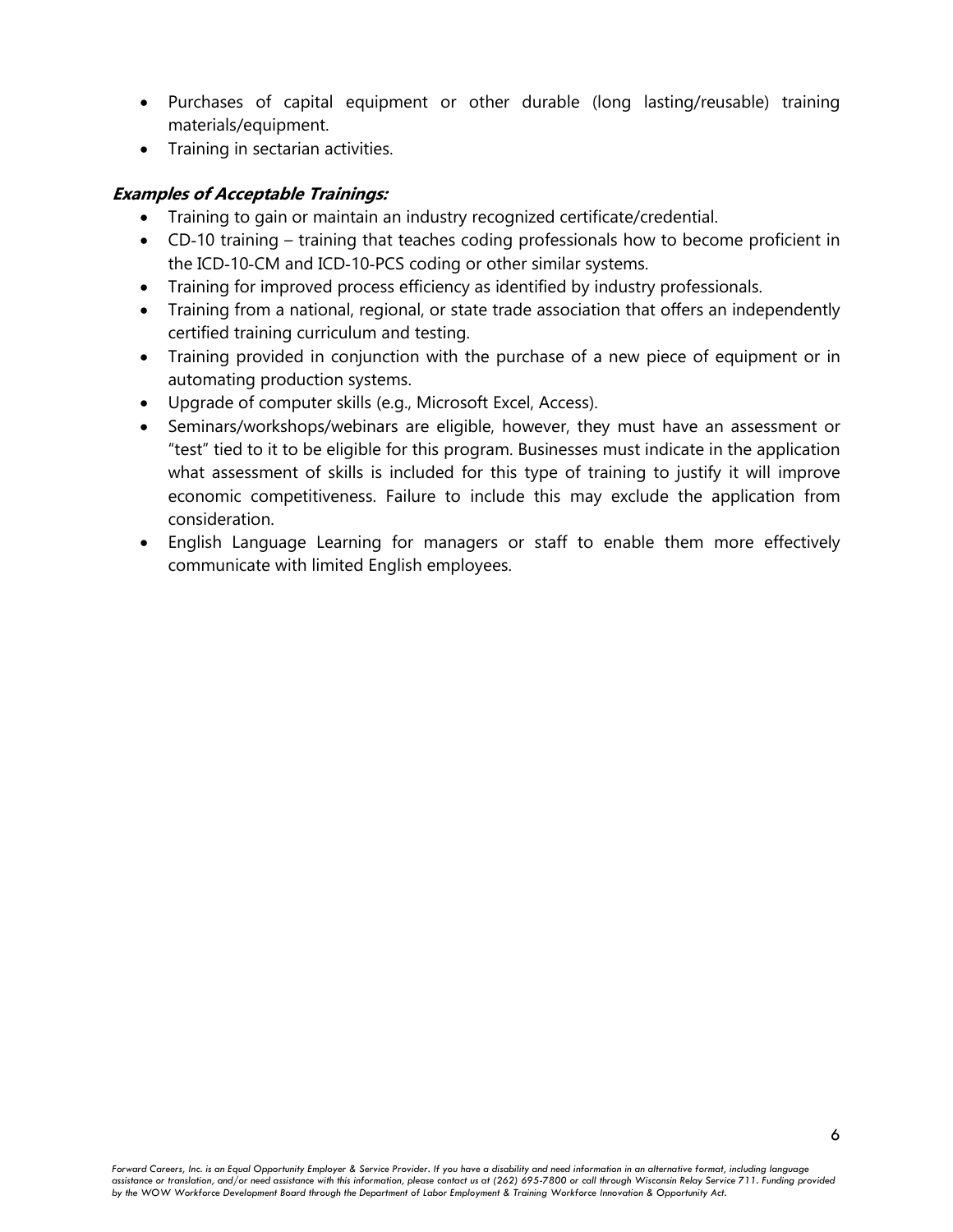- Purchases of capital equipment or other durable (long lasting/reusable) training materials/equipment.
- Training in sectarian activities.

***Examples of Acceptable Trainings:***

- Training to gain or maintain an industry recognized certificate/credential.
- CD-10 training – training that teaches coding professionals how to become proficient in the ICD-10-CM and ICD-10-PCS coding or other similar systems.
- Training for improved process efficiency as identified by industry professionals.
- Training from a national, regional, or state trade association that offers an independently certified training curriculum and testing.
- Training provided in conjunction with the purchase of a new piece of equipment or in automating production systems.
- Upgrade of computer skills (e.g., Microsoft Excel, Access).
- Seminars/workshops/webinars are eligible, however, they must have an assessment or "test" tied to it to be eligible for this program. Businesses must indicate in the application what assessment of skills is included for this type of training to justify it will improve economic competitiveness. Failure to include this may exclude the application from consideration.
- English Language Learning for managers or staff to enable them more effectively communicate with limited English employees.

*Forward Careers, Inc. is an Equal Opportunity Employer & Service Provider. If you have a disability and need information in an alternative format, including language assistance or translation, and/or need assistance with this information, please contact us at (262) 695-7800 or call through Wisconsin Relay Service 711. Funding provided by the WOW Workforce Development Board through the Department of Labor Employment & Training Workforce Innovation & Opportunity Act.*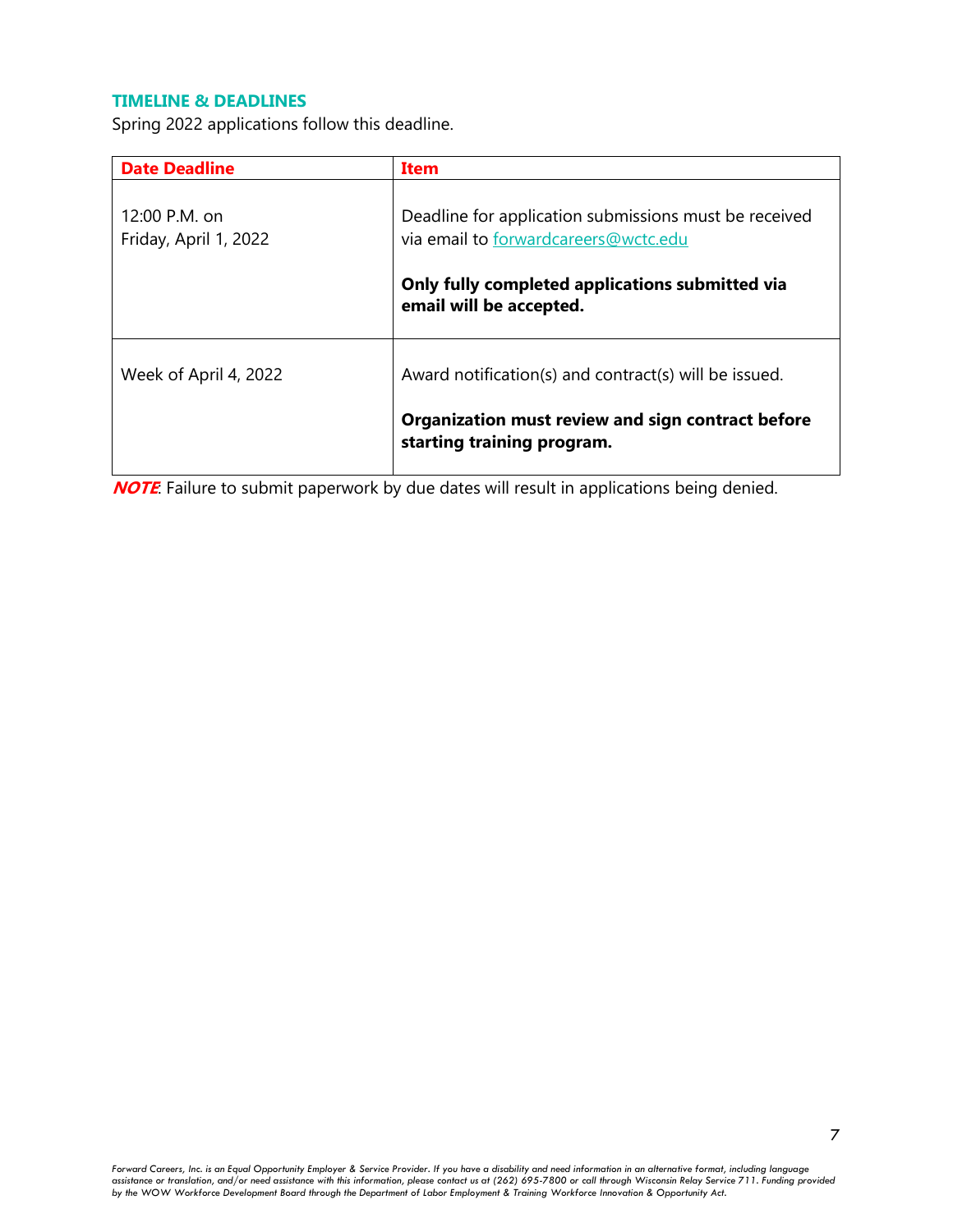## TIMELINE & DEADLINES

Spring 2022 applications follow this deadline.

| Date Deadline | Item |
|---|---|
| 12:00 P.M. on Friday, April 1, 2022 | Deadline for application submissions must be received via email to forwardcareers@wctc.edu<br><br>**Only fully completed applications submitted via email will be accepted.** |
| Week of April 4, 2022 | Award notification(s) and contract(s) will be issued.<br><br>**Organization must review and sign contract before starting training program.** |

***NOTE***: Failure to submit paperwork by due dates will result in applications being denied.

*Forward Careers, Inc. is an Equal Opportunity Employer & Service Provider. If you have a disability and need information in an alternative format, including language assistance or translation, and/or need assistance with this information, please contact us at (262) 695-7800 or call through Wisconsin Relay Service 711. Funding provided by the WOW Workforce Development Board through the Department of Labor Employment & Training Workforce Innovation & Opportunity Act.*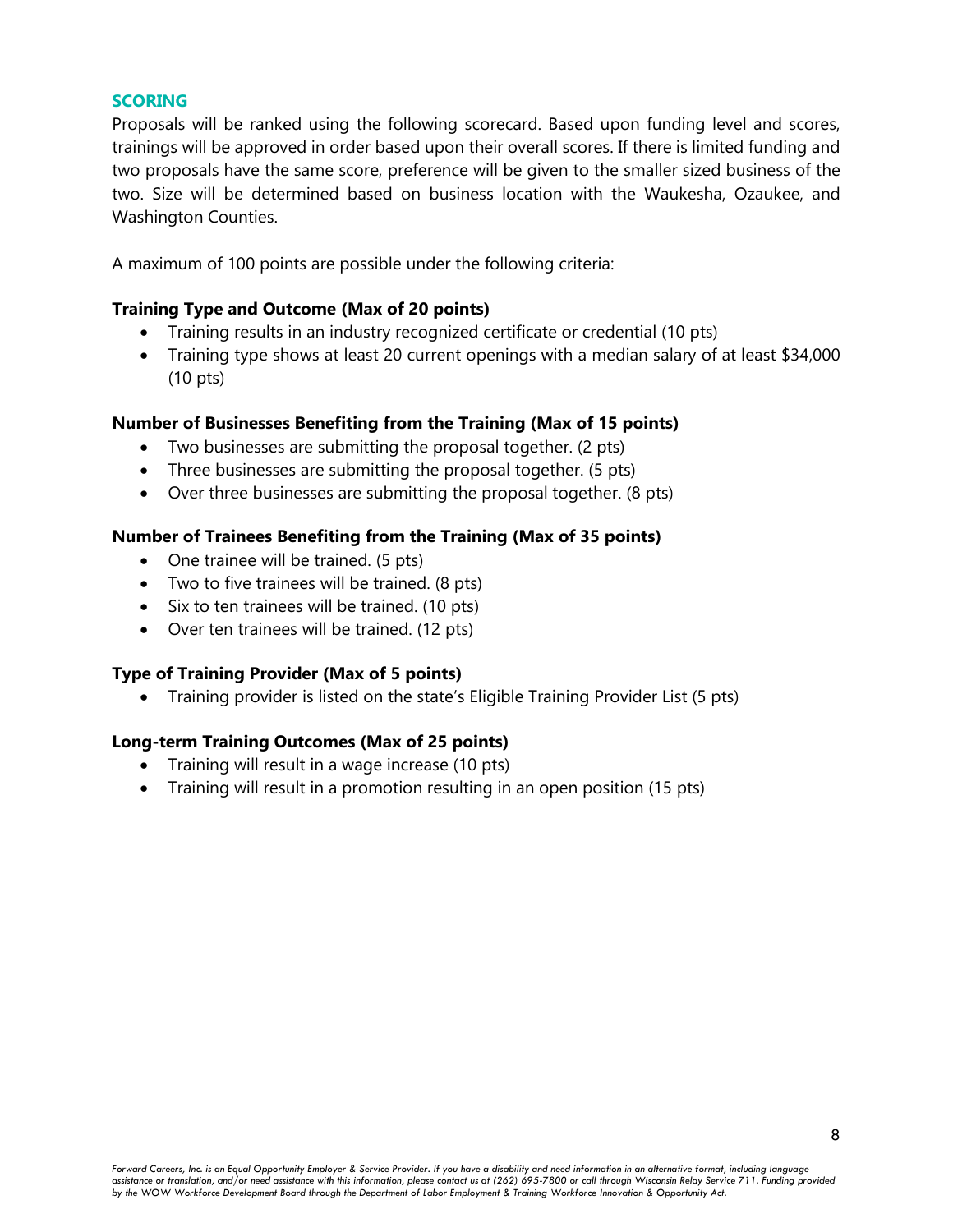## SCORING

Proposals will be ranked using the following scorecard. Based upon funding level and scores, trainings will be approved in order based upon their overall scores. If there is limited funding and two proposals have the same score, preference will be given to the smaller sized business of the two. Size will be determined based on business location with the Waukesha, Ozaukee, and Washington Counties.

A maximum of 100 points are possible under the following criteria:

**Training Type and Outcome (Max of 20 points)**

- Training results in an industry recognized certificate or credential (10 pts)
- Training type shows at least 20 current openings with a median salary of at least $34,000 (10 pts)

**Number of Businesses Benefiting from the Training (Max of 15 points)**

- Two businesses are submitting the proposal together. (2 pts)
- Three businesses are submitting the proposal together. (5 pts)
- Over three businesses are submitting the proposal together. (8 pts)

**Number of Trainees Benefiting from the Training (Max of 35 points)**

- One trainee will be trained. (5 pts)
- Two to five trainees will be trained. (8 pts)
- Six to ten trainees will be trained. (10 pts)
- Over ten trainees will be trained. (12 pts)

**Type of Training Provider (Max of 5 points)**

- Training provider is listed on the state's Eligible Training Provider List (5 pts)

**Long-term Training Outcomes (Max of 25 points)**

- Training will result in a wage increase (10 pts)
- Training will result in a promotion resulting in an open position (15 pts)

*Forward Careers, Inc. is an Equal Opportunity Employer & Service Provider. If you have a disability and need information in an alternative format, including language assistance or translation, and/or need assistance with this information, please contact us at (262) 695-7800 or call through Wisconsin Relay Service 711. Funding provided by the WOW Workforce Development Board through the Department of Labor Employment & Training Workforce Innovation & Opportunity Act.*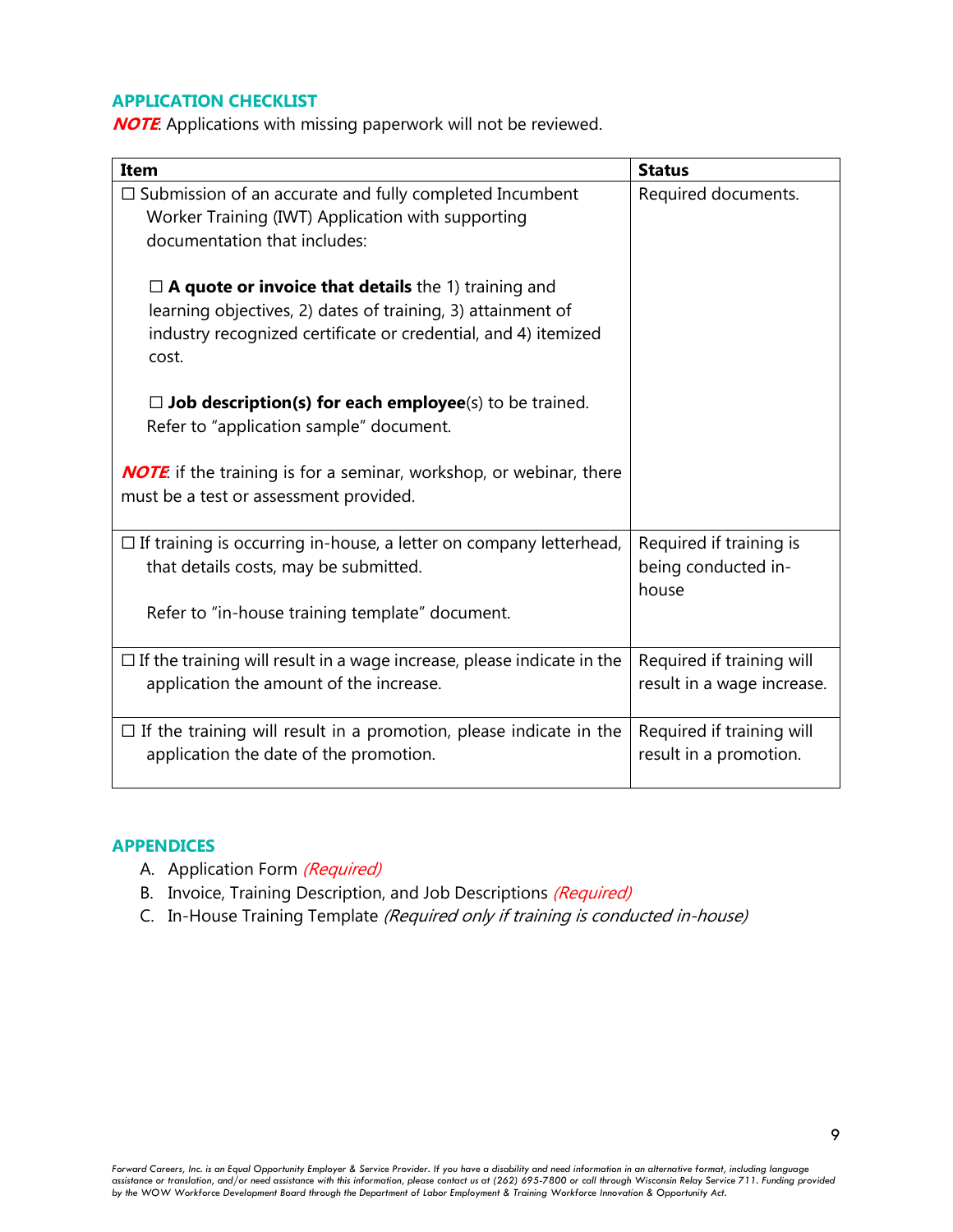## APPLICATION CHECKLIST

***NOTE***: Applications with missing paperwork will not be reviewed.

| Item | Status |
|---|---|
| ☐ Submission of an accurate and fully completed Incumbent Worker Training (IWT) Application with supporting documentation that includes:<br><br>☐ **A quote or invoice that details** the 1) training and learning objectives, 2) dates of training, 3) attainment of industry recognized certificate or credential, and 4) itemized cost.<br><br>☐ **Job description(s) for each employee**(s) to be trained. Refer to "application sample" document.<br><br>***NOTE***: if the training is for a seminar, workshop, or webinar, there must be a test or assessment provided. | Required documents. |
| ☐ If training is occurring in-house, a letter on company letterhead, that details costs, may be submitted.<br><br>Refer to "in-house training template" document. | Required if training is being conducted in-house |
| ☐ If the training will result in a wage increase, please indicate in the application the amount of the increase. | Required if training will result in a wage increase. |
| ☐ If the training will result in a promotion, please indicate in the application the date of the promotion. | Required if training will result in a promotion. |

## APPENDICES

A. Application Form *(Required)*
B. Invoice, Training Description, and Job Descriptions *(Required)*
C. In-House Training Template *(Required only if training is conducted in-house)*

*Forward Careers, Inc. is an Equal Opportunity Employer & Service Provider. If you have a disability and need information in an alternative format, including language assistance or translation, and/or need assistance with this information, please contact us at (262) 695-7800 or call through Wisconsin Relay Service 711. Funding provided by the WOW Workforce Development Board through the Department of Labor Employment & Training Workforce Innovation & Opportunity Act.*